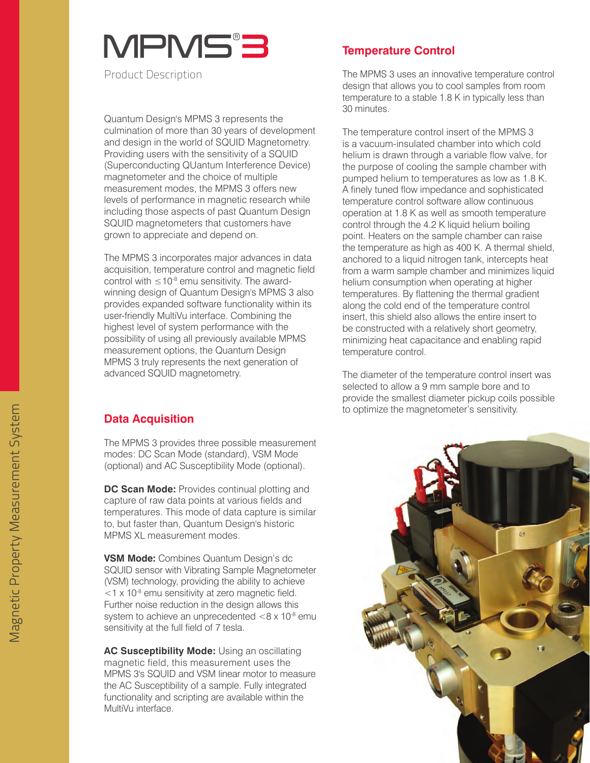# MPMS® 3

Product Description

Quantum Design's MPMS 3 represents the culmination of more than 30 years of development and design in the world of SQUID Magnetometry. Providing users with the sensitivity of a SQUID (Superconducting QUantum Interference Device) magnetometer and the choice of multiple measurement modes, the MPMS 3 offers new levels of performance in magnetic research while including those aspects of past Quantum Design SQUID magnetometers that customers have grown to appreciate and depend on.

The MPMS 3 incorporates major advances in data acquisition, temperature control and magnetic field control with $\leq 10^{-8}$ emu sensitivity. The award-winning design of Quantum Design's MPMS 3 also provides expanded software functionality within its user-friendly MultiVu interface. Combining the highest level of system performance with the possibility of using all previously available MPMS measurement options, the Quantum Design MPMS 3 truly represents the next generation of advanced SQUID magnetometry.

## Data Acquisition

The MPMS 3 provides three possible measurement modes: DC Scan Mode (standard), VSM Mode (optional) and AC Susceptibility Mode (optional).

**DC Scan Mode:** Provides continual plotting and capture of raw data points at various fields and temperatures. This mode of data capture is similar to, but faster than, Quantum Design's historic MPMS XL measurement modes.

**VSM Mode:** Combines Quantum Design's dc SQUID sensor with Vibrating Sample Magnetometer (VSM) technology, providing the ability to achieve $<1 \times 10^{-8}$ emu sensitivity at zero magnetic field. Further noise reduction in the design allows this system to achieve an unprecedented $<8 \times 10^{-8}$ emu sensitivity at the full field of 7 tesla.

**AC Susceptibility Mode:** Using an oscillating magnetic field, this measurement uses the MPMS 3's SQUID and VSM linear motor to measure the AC Susceptibility of a sample. Fully integrated functionality and scripting are available within the MultiVu interface.

## Temperature Control

The MPMS 3 uses an innovative temperature control design that allows you to cool samples from room temperature to a stable 1.8 K in typically less than 30 minutes.

The temperature control insert of the MPMS 3 is a vacuum-insulated chamber into which cold helium is drawn through a variable flow valve, for the purpose of cooling the sample chamber with pumped helium to temperatures as low as 1.8 K. A finely tuned flow impedance and sophisticated temperature control software allow continuous operation at 1.8 K as well as smooth temperature control through the 4.2 K liquid helium boiling point. Heaters on the sample chamber can raise the temperature as high as 400 K. A thermal shield, anchored to a liquid nitrogen tank, intercepts heat from a warm sample chamber and minimizes liquid helium consumption when operating at higher temperatures. By flattening the thermal gradient along the cold end of the temperature control insert, this shield also allows the entire insert to be constructed with a relatively short geometry, minimizing heat capacitance and enabling rapid temperature control.

The diameter of the temperature control insert was selected to allow a 9 mm sample bore and to provide the smallest diameter pickup coils possible to optimize the magnetometer's sensitivity.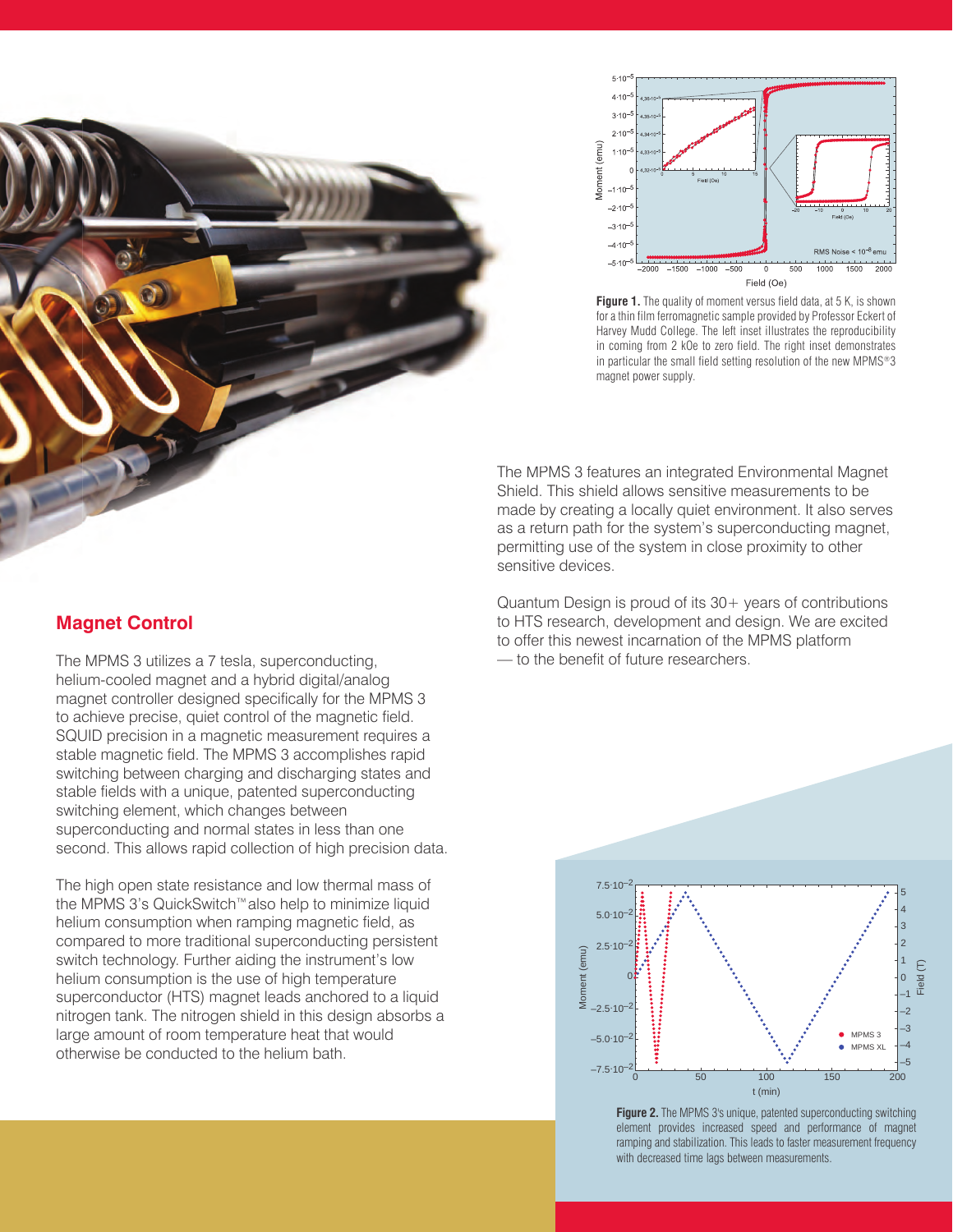Figure 1. The quality of moment versus field data, at 5 K, is shown for a thin film ferromagnetic sample provided by Professor Eckert of Harvey Mudd College. The left inset illustrates the reproducibility in coming from 2 kOe to zero field. The right inset demonstrates in particular the small field setting resolution of the new MPMS®3 magnet power supply.

The MPMS 3 features an integrated Environmental Magnet Shield. This shield allows sensitive measurements to be made by creating a locally quiet environment. It also serves as a return path for the system's superconducting magnet, permitting use of the system in close proximity to other sensitive devices.

Quantum Design is proud of its 30+ years of contributions to HTS research, development and design. We are excited to offer this newest incarnation of the MPMS platform — to the benefit of future researchers.

## Magnet Control

The MPMS 3 utilizes a 7 tesla, superconducting, helium-cooled magnet and a hybrid digital/analog magnet controller designed specifically for the MPMS 3 to achieve precise, quiet control of the magnetic field. SQUID precision in a magnetic measurement requires a stable magnetic field. The MPMS 3 accomplishes rapid switching between charging and discharging states and stable fields with a unique, patented superconducting switching element, which changes between superconducting and normal states in less than one second. This allows rapid collection of high precision data.

The high open state resistance and low thermal mass of the MPMS 3's QuickSwitch™ also help to minimize liquid helium consumption when ramping magnetic field, as compared to more traditional superconducting persistent switch technology. Further aiding the instrument's low helium consumption is the use of high temperature superconductor (HTS) magnet leads anchored to a liquid nitrogen tank. The nitrogen shield in this design absorbs a large amount of room temperature heat that would otherwise be conducted to the helium bath.

Figure 2. The MPMS 3's unique, patented superconducting switching element provides increased speed and performance of magnet ramping and stabilization. This leads to faster measurement frequency with decreased time lags between measurements.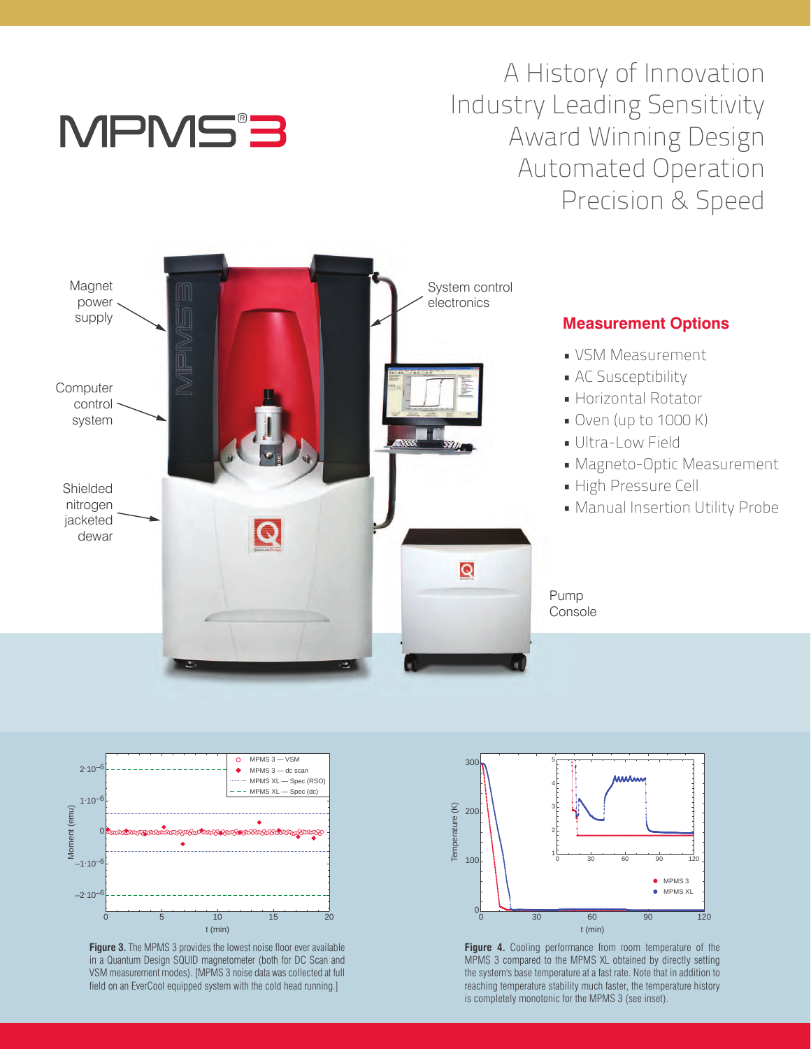# MPMS®3

A History of Innovation
Industry Leading Sensitivity
Award Winning Design
Automated Operation
Precision & Speed

Magnet power supply

Computer control system

Shielded nitrogen jacketed dewar

System control electronics

Pump Console

## Measurement Options

- VSM Measurement
- AC Susceptibility
- Horizontal Rotator
- Oven (up to 1000 K)
- Ultra-Low Field
- Magneto-Optic Measurement
- High Pressure Cell
- Manual Insertion Utility Probe

**Figure 3.** The MPMS 3 provides the lowest noise floor ever available in a Quantum Design SQUID magnetometer (both for DC Scan and VSM measurement modes). [MPMS 3 noise data was collected at full field on an EverCool equipped system with the cold head running.]

**Figure 4.** Cooling performance from room temperature of the MPMS 3 compared to the MPMS XL obtained by directly setting the system's base temperature at a fast rate. Note that in addition to reaching temperature stability much faster, the temperature history is completely monotonic for the MPMS 3 (see inset).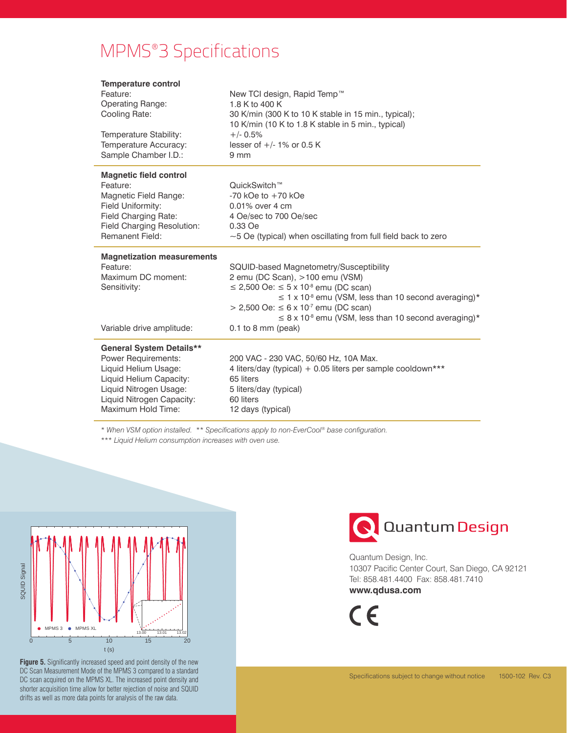# MPMS®3 Specifications

| **Temperature control** | |
|---|---|
| Feature: | New TCI design, Rapid Temp™ |
| Operating Range: | 1.8 K to 400 K |
| Cooling Rate: | 30 K/min (300 K to 10 K stable in 15 min., typical); 10 K/min (10 K to 1.8 K stable in 5 min., typical) |
| Temperature Stability: | +/- 0.5% |
| Temperature Accuracy: | lesser of +/- 1% or 0.5 K |
| Sample Chamber I.D.: | 9 mm |

| **Magnetic field control** | |
|---|---|
| Feature: | QuickSwitch™ |
| Magnetic Field Range: | -70 kOe to +70 kOe |
| Field Uniformity: | 0.01% over 4 cm |
| Field Charging Rate: | 4 Oe/sec to 700 Oe/sec |
| Field Charging Resolution: | 0.33 Oe |
| Remanent Field: | ~5 Oe (typical) when oscillating from full field back to zero |

| **Magnetization measurements** | |
|---|---|
| Feature: | SQUID-based Magnetometry/Susceptibility |
| Maximum DC moment: | 2 emu (DC Scan), >100 emu (VSM) |
| Sensitivity: | ≤ 2,500 Oe: ≤ 5 x $10^{-8}$ emu (DC scan) |
| | ≤ 1 x $10^{-8}$ emu (VSM, less than 10 second averaging)* |
| | > 2,500 Oe: ≤ 6 x $10^{-7}$ emu (DC scan) |
| | ≤ 8 x $10^{-8}$ emu (VSM, less than 10 second averaging)* |
| Variable drive amplitude: | 0.1 to 8 mm (peak) |

| **General System Details**** | |
|---|---|
| Power Requirements: | 200 VAC - 230 VAC, 50/60 Hz, 10A Max. |
| Liquid Helium Usage: | 4 liters/day (typical) + 0.05 liters per sample cooldown*** |
| Liquid Helium Capacity: | 65 liters |
| Liquid Nitrogen Usage: | 5 liters/day (typical) |
| Liquid Nitrogen Capacity: | 60 liters |
| Maximum Hold Time: | 12 days (typical) |

*\* When VSM option installed. \*\* Specifications apply to non-EverCool® base configuration.*

*\*\*\* Liquid Helium consumption increases with oven use.*

**Figure 5.** Significantly increased speed and point density of the new DC Scan Measurement Mode of the MPMS 3 compared to a standard DC scan acquired on the MPMS XL. The increased point density and shorter acquisition time allow for better rejection of noise and SQUID drifts as well as more data points for analysis of the raw data.

Quantum Design

Quantum Design, Inc.
10307 Pacific Center Court, San Diego, CA 92121
Tel: 858.481.4400 Fax: 858.481.7410
**www.qdusa.com**

Specifications subject to change without notice 1500-102 Rev. C3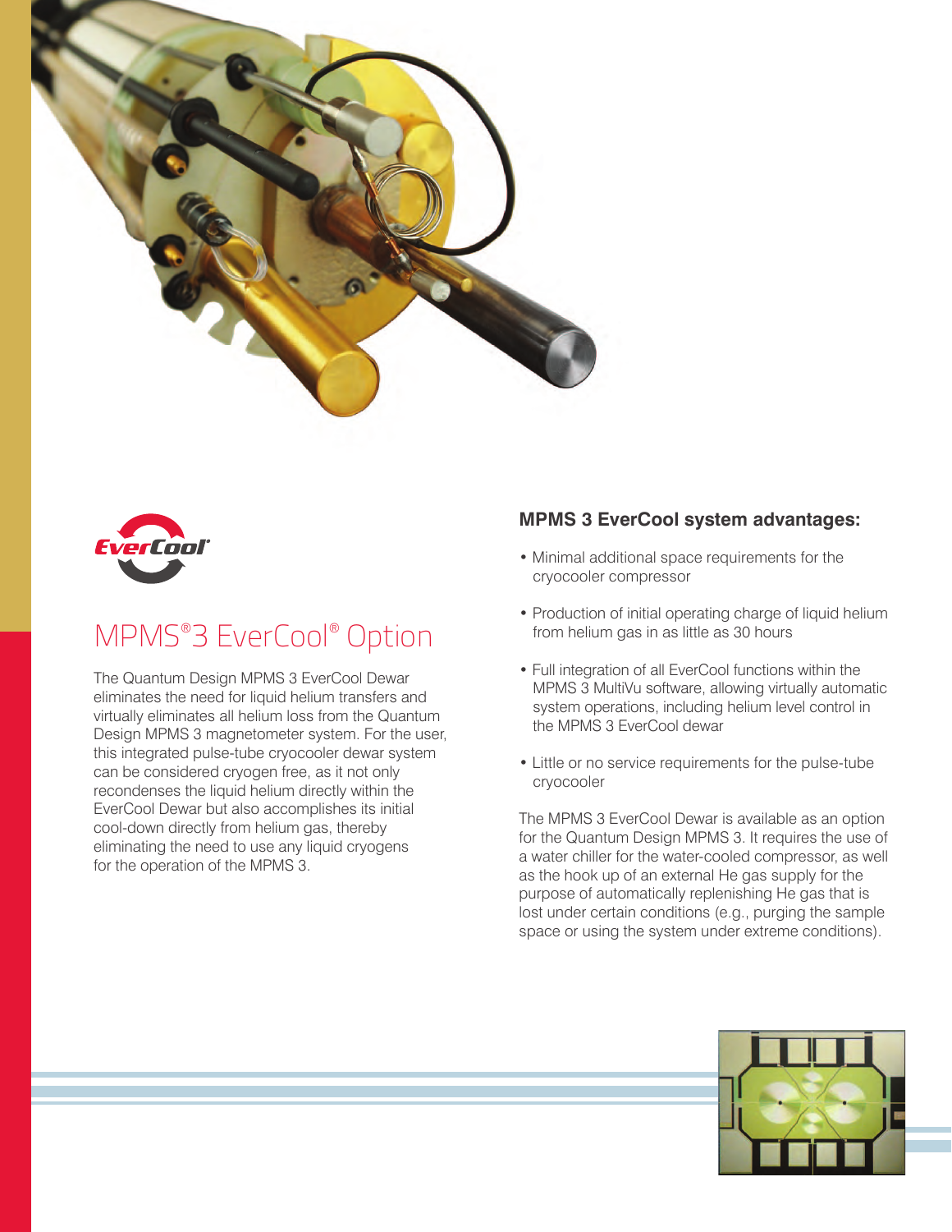# MPMS®3 EverCool® Option

The Quantum Design MPMS 3 EverCool Dewar eliminates the need for liquid helium transfers and virtually eliminates all helium loss from the Quantum Design MPMS 3 magnetometer system. For the user, this integrated pulse-tube cryocooler dewar system can be considered cryogen free, as it not only recondenses the liquid helium directly within the EverCool Dewar but also accomplishes its initial cool-down directly from helium gas, thereby eliminating the need to use any liquid cryogens for the operation of the MPMS 3.

### MPMS 3 EverCool system advantages:

- Minimal additional space requirements for the cryocooler compressor
- Production of initial operating charge of liquid helium from helium gas in as little as 30 hours
- Full integration of all EverCool functions within the MPMS 3 MultiVu software, allowing virtually automatic system operations, including helium level control in the MPMS 3 EverCool dewar
- Little or no service requirements for the pulse-tube cryocooler

The MPMS 3 EverCool Dewar is available as an option for the Quantum Design MPMS 3. It requires the use of a water chiller for the water-cooled compressor, as well as the hook up of an external He gas supply for the purpose of automatically replenishing He gas that is lost under certain conditions (e.g., purging the sample space or using the system under extreme conditions).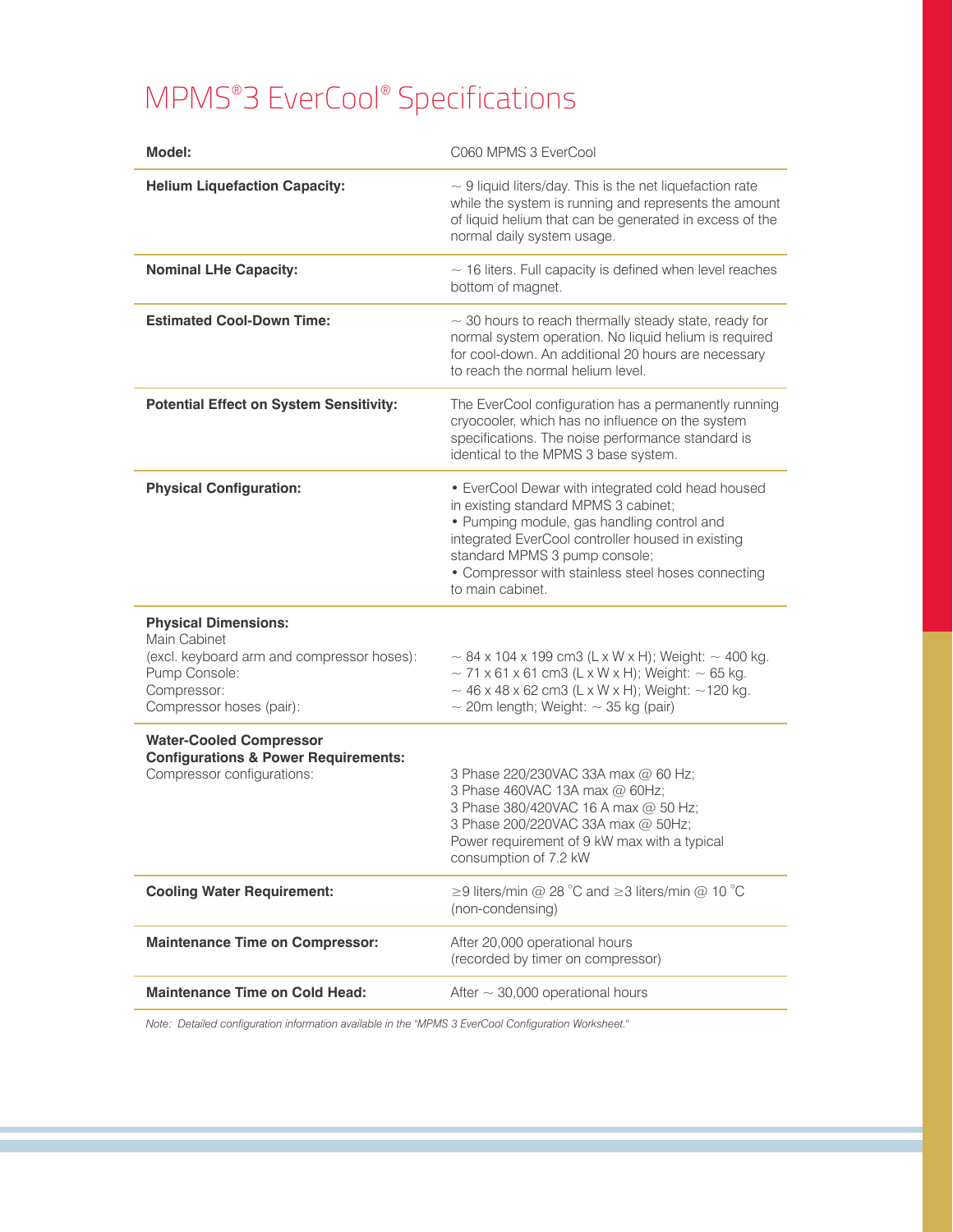# MPMS®3 EverCool® Specifications

| | |
|---|---|
| **Model:** | C060 MPMS 3 EverCool |
| **Helium Liquefaction Capacity:** | ~ 9 liquid liters/day. This is the net liquefaction rate while the system is running and represents the amount of liquid helium that can be generated in excess of the normal daily system usage. |
| **Nominal LHe Capacity:** | ~ 16 liters. Full capacity is defined when level reaches bottom of magnet. |
| **Estimated Cool-Down Time:** | ~ 30 hours to reach thermally steady state, ready for normal system operation. No liquid helium is required for cool-down. An additional 20 hours are necessary to reach the normal helium level. |
| **Potential Effect on System Sensitivity:** | The EverCool configuration has a permanently running cryocooler, which has no influence on the system specifications. The noise performance standard is identical to the MPMS 3 base system. |
| **Physical Configuration:** | • EverCool Dewar with integrated cold head housed in existing standard MPMS 3 cabinet;<br>• Pumping module, gas handling control and integrated EverCool controller housed in existing standard MPMS 3 pump console;<br>• Compressor with stainless steel hoses connecting to main cabinet. |
| **Physical Dimensions:**<br>Main Cabinet<br>(excl. keyboard arm and compressor hoses):<br>Pump Console:<br>Compressor:<br>Compressor hoses (pair): | <br><br>~ 84 x 104 x 199 cm3 (L x W x H); Weight: ~ 400 kg.<br>~ 71 x 61 x 61 cm3 (L x W x H); Weight: ~ 65 kg.<br>~ 46 x 48 x 62 cm3 (L x W x H); Weight: ~120 kg.<br>~ 20m length; Weight: ~ 35 kg (pair) |
| **Water-Cooled Compressor Configurations & Power Requirements:**<br>Compressor configurations: | 3 Phase 220/230VAC 33A max @ 60 Hz;<br>3 Phase 460VAC 13A max @ 60Hz;<br>3 Phase 380/420VAC 16 A max @ 50 Hz;<br>3 Phase 200/220VAC 33A max @ 50Hz;<br>Power requirement of 9 kW max with a typical consumption of 7.2 kW |
| **Cooling Water Requirement:** | ≥9 liters/min @ 28 °C and ≥3 liters/min @ 10 °C (non-condensing) |
| **Maintenance Time on Compressor:** | After 20,000 operational hours (recorded by timer on compressor) |
| **Maintenance Time on Cold Head:** | After ~ 30,000 operational hours |

*Note: Detailed configuration information available in the "MPMS 3 EverCool Configuration Worksheet."*